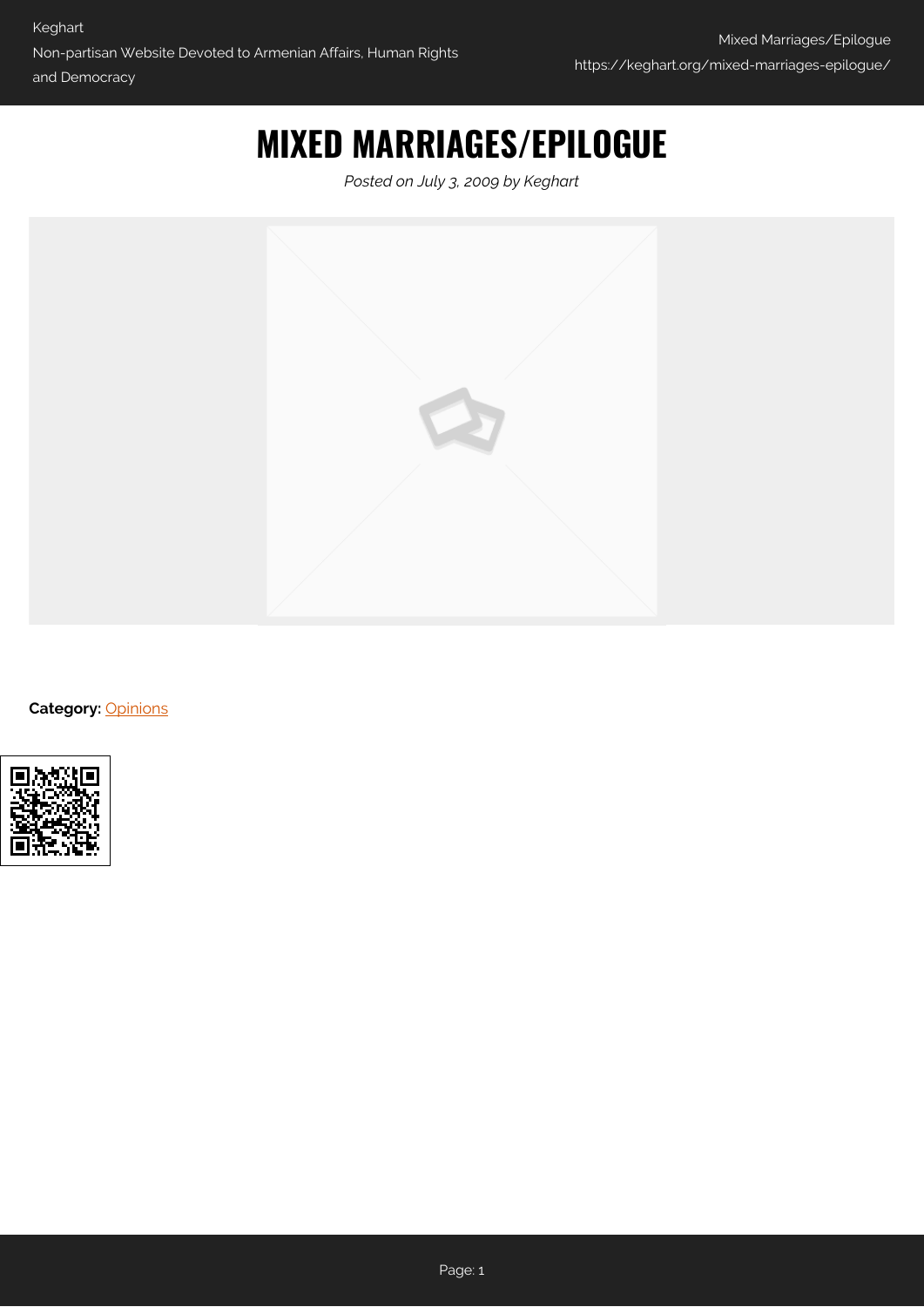# MIXED MARRIAGES/EPILOGUE

*Posted on July 3, 2009 by Keghart*

**Category:** Opinions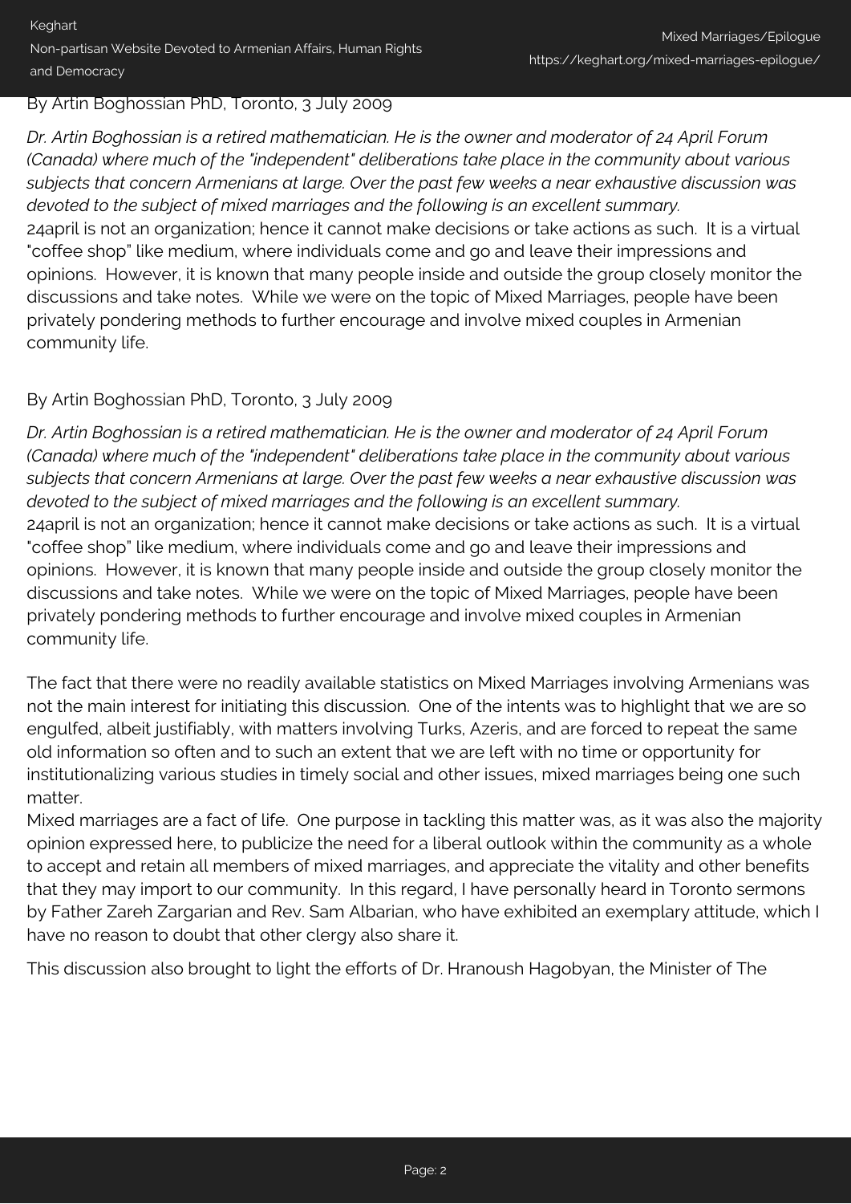By Artin Boghossian PhD, Toronto, 3 July 2009

*Dr. Artin Boghossian is a retired mathematician. He is the owner and moderator of 24 April Forum (Canada) where much of the "independent" deliberations take place in the community about various subjects that concern Armenians at large. Over the past few weeks a near exhaustive discussion was devoted to the subject of mixed marriages and the following is an excellent summary.*

24april is not an organization; hence it cannot make decisions or take actions as such. It is a virtual "coffee shop" like medium, where individuals come and go and leave their impressions and opinions. However, it is known that many people inside and outside the group closely monitor the discussions and take notes. While we were on the topic of Mixed Marriages, people have been privately pondering methods to further encourage and involve mixed couples in Armenian community life.

By Artin Boghossian PhD, Toronto, 3 July 2009

*Dr. Artin Boghossian is a retired mathematician. He is the owner and moderator of 24 April Forum (Canada) where much of the "independent" deliberations take place in the community about various subjects that concern Armenians at large. Over the past few weeks a near exhaustive discussion was devoted to the subject of mixed marriages and the following is an excellent summary.*

24april is not an organization; hence it cannot make decisions or take actions as such. It is a virtual "coffee shop" like medium, where individuals come and go and leave their impressions and opinions. However, it is known that many people inside and outside the group closely monitor the discussions and take notes. While we were on the topic of Mixed Marriages, people have been privately pondering methods to further encourage and involve mixed couples in Armenian community life.

The fact that there were no readily available statistics on Mixed Marriages involving Armenians was not the main interest for initiating this discussion. One of the intents was to highlight that we are so engulfed, albeit justifiably, with matters involving Turks, Azeris, and are forced to repeat the same old information so often and to such an extent that we are left with no time or opportunity for institutionalizing various studies in timely social and other issues, mixed marriages being one such matter.

Mixed marriages are a fact of life. One purpose in tackling this matter was, as it was also the majority opinion expressed here, to publicize the need for a liberal outlook within the community as a whole to accept and retain all members of mixed marriages, and appreciate the vitality and other benefits that they may import to our community. In this regard, I have personally heard in Toronto sermons by Father Zareh Zargarian and Rev. Sam Albarian, who have exhibited an exemplary attitude, which I have no reason to doubt that other clergy also share it.

This discussion also brought to light the efforts of Dr. Hranoush Hagobyan, the Minister of The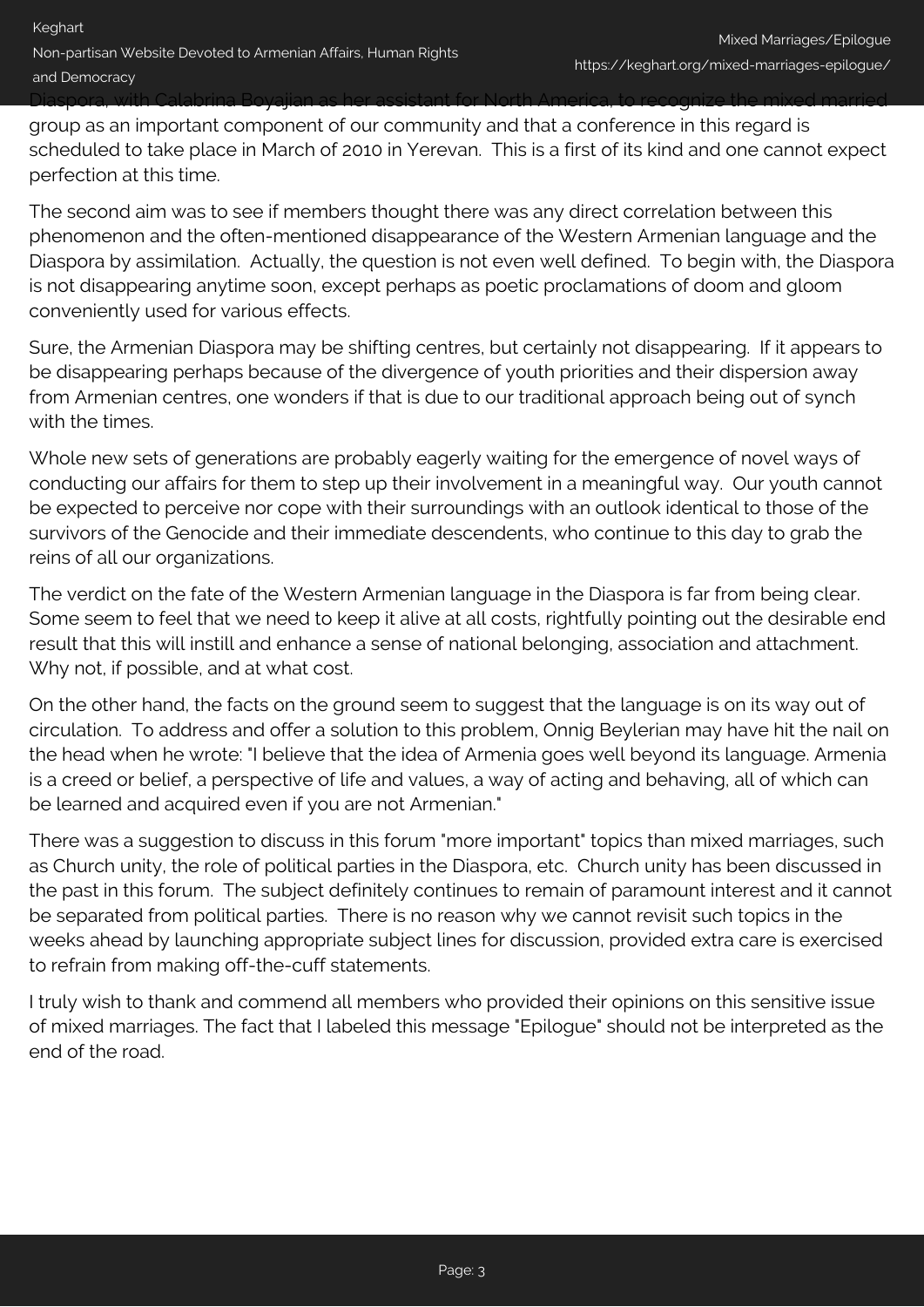Diaspora, with Calabrina Boyajian as her assistant for North America, to recognize the mixed married group as an important component of our community and that a conference in this regard is scheduled to take place in March of 2010 in Yerevan. This is a first of its kind and one cannot expect perfection at this time.

The second aim was to see if members thought there was any direct correlation between this phenomenon and the often-mentioned disappearance of the Western Armenian language and the Diaspora by assimilation. Actually, the question is not even well defined. To begin with, the Diaspora is not disappearing anytime soon, except perhaps as poetic proclamations of doom and gloom conveniently used for various effects.

Sure, the Armenian Diaspora may be shifting centres, but certainly not disappearing. If it appears to be disappearing perhaps because of the divergence of youth priorities and their dispersion away from Armenian centres, one wonders if that is due to our traditional approach being out of synch with the times.

Whole new sets of generations are probably eagerly waiting for the emergence of novel ways of conducting our affairs for them to step up their involvement in a meaningful way. Our youth cannot be expected to perceive nor cope with their surroundings with an outlook identical to those of the survivors of the Genocide and their immediate descendents, who continue to this day to grab the reins of all our organizations.

The verdict on the fate of the Western Armenian language in the Diaspora is far from being clear. Some seem to feel that we need to keep it alive at all costs, rightfully pointing out the desirable end result that this will instill and enhance a sense of national belonging, association and attachment. Why not, if possible, and at what cost.

On the other hand, the facts on the ground seem to suggest that the language is on its way out of circulation. To address and offer a solution to this problem, Onnig Beylerian may have hit the nail on the head when he wrote: "I believe that the idea of Armenia goes well beyond its language. Armenia is a creed or belief, a perspective of life and values, a way of acting and behaving, all of which can be learned and acquired even if you are not Armenian."

There was a suggestion to discuss in this forum "more important" topics than mixed marriages, such as Church unity, the role of political parties in the Diaspora, etc. Church unity has been discussed in the past in this forum. The subject definitely continues to remain of paramount interest and it cannot be separated from political parties. There is no reason why we cannot revisit such topics in the weeks ahead by launching appropriate subject lines for discussion, provided extra care is exercised to refrain from making off-the-cuff statements.

I truly wish to thank and commend all members who provided their opinions on this sensitive issue of mixed marriages. The fact that I labeled this message "Epilogue" should not be interpreted as the end of the road.